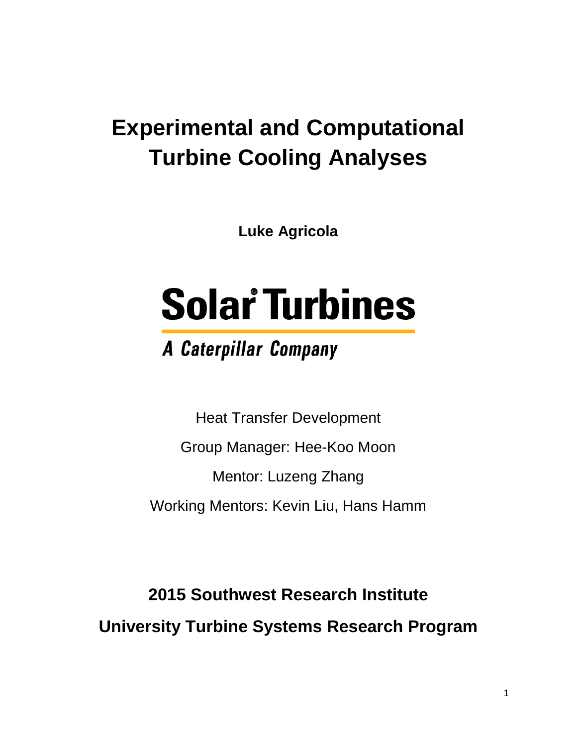# Experimental and Computational Turbine Cooling Analyses

**Luke Agricola**

Solar Turbines

*A Caterpillar Company*

Heat Transfer Development

Group Manager: Hee-Koo Moon

Mentor: Luzeng Zhang

Working Mentors: Kevin Liu, Hans Hamm

**2015 Southwest Research Institute**

**University Turbine Systems Research Program**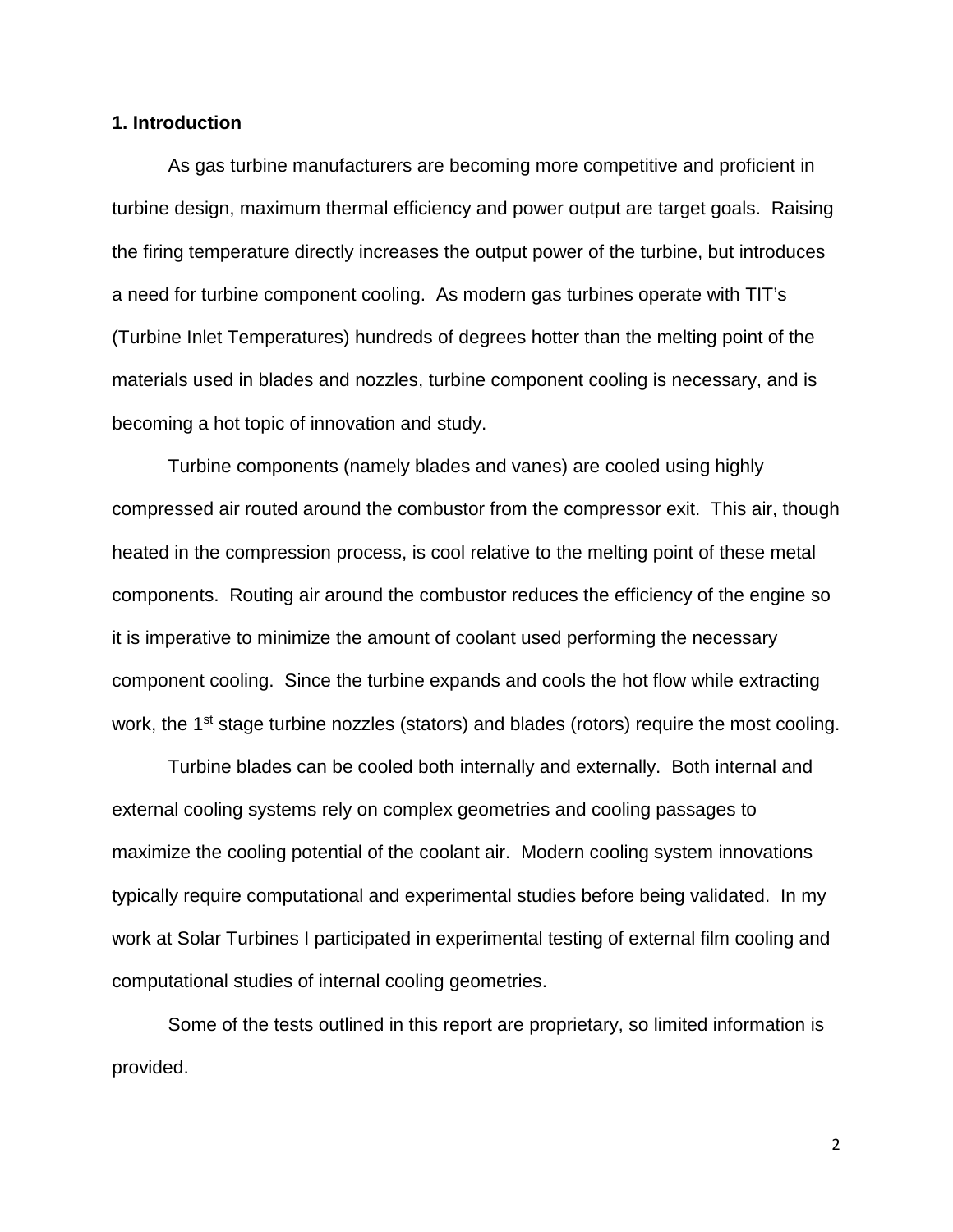## 1. Introduction

As gas turbine manufacturers are becoming more competitive and proficient in turbine design, maximum thermal efficiency and power output are target goals. Raising the firing temperature directly increases the output power of the turbine, but introduces a need for turbine component cooling. As modern gas turbines operate with TIT's (Turbine Inlet Temperatures) hundreds of degrees hotter than the melting point of the materials used in blades and nozzles, turbine component cooling is necessary, and is becoming a hot topic of innovation and study.

Turbine components (namely blades and vanes) are cooled using highly compressed air routed around the combustor from the compressor exit. This air, though heated in the compression process, is cool relative to the melting point of these metal components. Routing air around the combustor reduces the efficiency of the engine so it is imperative to minimize the amount of coolant used performing the necessary component cooling. Since the turbine expands and cools the hot flow while extracting work, the 1st stage turbine nozzles (stators) and blades (rotors) require the most cooling.

Turbine blades can be cooled both internally and externally. Both internal and external cooling systems rely on complex geometries and cooling passages to maximize the cooling potential of the coolant air. Modern cooling system innovations typically require computational and experimental studies before being validated. In my work at Solar Turbines I participated in experimental testing of external film cooling and computational studies of internal cooling geometries.

Some of the tests outlined in this report are proprietary, so limited information is provided.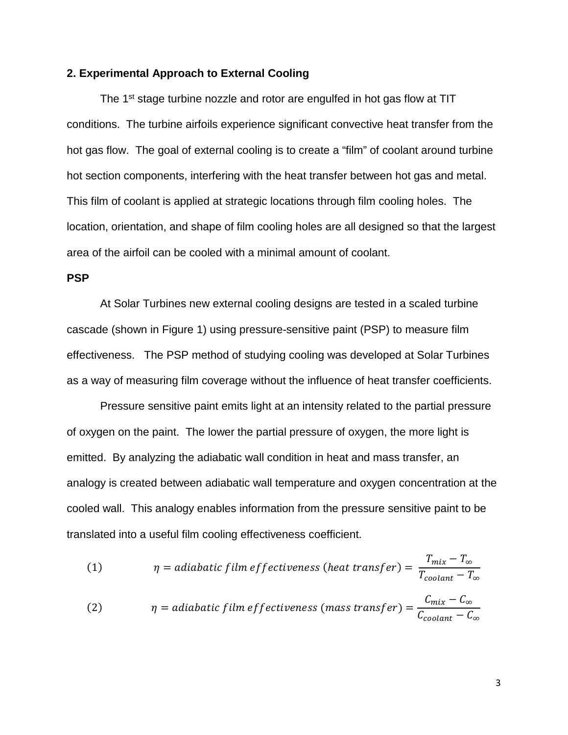## 2. Experimental Approach to External Cooling

The 1st stage turbine nozzle and rotor are engulfed in hot gas flow at TIT conditions. The turbine airfoils experience significant convective heat transfer from the hot gas flow. The goal of external cooling is to create a "film" of coolant around turbine hot section components, interfering with the heat transfer between hot gas and metal. This film of coolant is applied at strategic locations through film cooling holes. The location, orientation, and shape of film cooling holes are all designed so that the largest area of the airfoil can be cooled with a minimal amount of coolant.

### PSP

At Solar Turbines new external cooling designs are tested in a scaled turbine cascade (shown in Figure 1) using pressure-sensitive paint (PSP) to measure film effectiveness. The PSP method of studying cooling was developed at Solar Turbines as a way of measuring film coverage without the influence of heat transfer coefficients.

Pressure sensitive paint emits light at an intensity related to the partial pressure of oxygen on the paint. The lower the partial pressure of oxygen, the more light is emitted. By analyzing the adiabatic wall condition in heat and mass transfer, an analogy is created between adiabatic wall temperature and oxygen concentration at the cooled wall. This analogy enables information from the pressure sensitive paint to be translated into a useful film cooling effectiveness coefficient.

$$(1) \qquad \eta = adiabatic\ film\ effectiveness\ (heat\ transfer) = \frac{T_{mix} - T_{\infty}}{T_{coolant} - T_{\infty}}$$

$$(2) \qquad \eta = adiabatic\ film\ effectiveness\ (mass\ transfer) = \frac{C_{mix} - C_{\infty}}{C_{coolant} - C_{\infty}}$$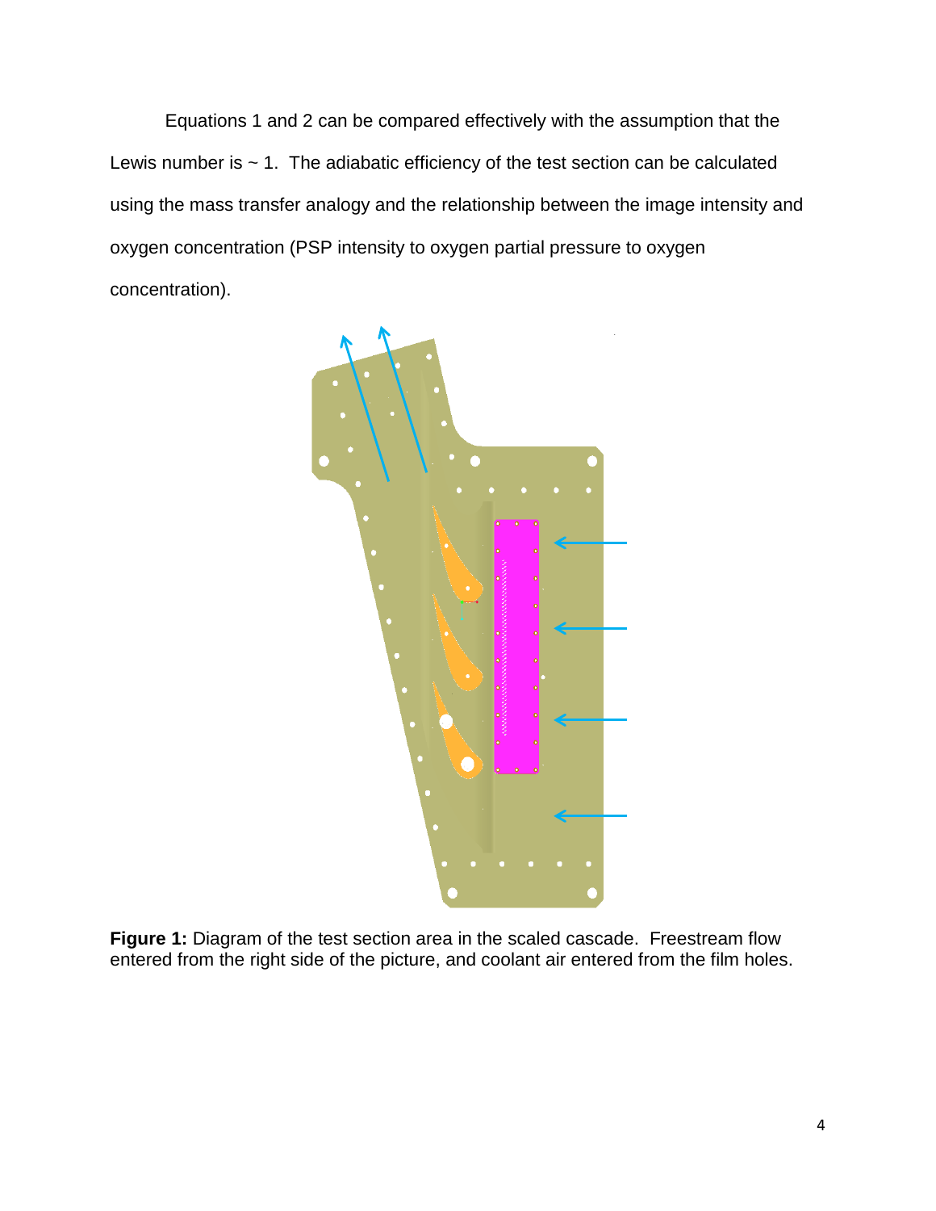Equations 1 and 2 can be compared effectively with the assumption that the Lewis number is ~ 1. The adiabatic efficiency of the test section can be calculated using the mass transfer analogy and the relationship between the image intensity and oxygen concentration (PSP intensity to oxygen partial pressure to oxygen concentration).

**Figure 1:** Diagram of the test section area in the scaled cascade. Freestream flow entered from the right side of the picture, and coolant air entered from the film holes.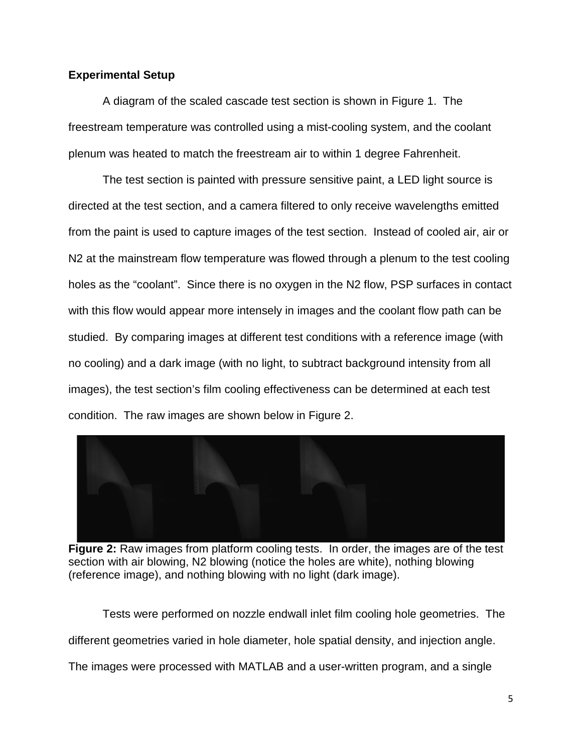**Experimental Setup**

A diagram of the scaled cascade test section is shown in Figure 1. The freestream temperature was controlled using a mist-cooling system, and the coolant plenum was heated to match the freestream air to within 1 degree Fahrenheit.

The test section is painted with pressure sensitive paint, a LED light source is directed at the test section, and a camera filtered to only receive wavelengths emitted from the paint is used to capture images of the test section. Instead of cooled air, air or $N_2$ at the mainstream flow temperature was flowed through a plenum to the test cooling holes as the "coolant". Since there is no oxygen in the $N_2$ flow, PSP surfaces in contact with this flow would appear more intensely in images and the coolant flow path can be studied. By comparing images at different test conditions with a reference image (with no cooling) and a dark image (with no light, to subtract background intensity from all images), the test section's film cooling effectiveness can be determined at each test condition. The raw images are shown below in Figure 2.

**Figure 2:** Raw images from platform cooling tests. In order, the images are of the test section with air blowing, $N_2$ blowing (notice the holes are white), nothing blowing (reference image), and nothing blowing with no light (dark image).

Tests were performed on nozzle endwall inlet film cooling hole geometries. The different geometries varied in hole diameter, hole spatial density, and injection angle. The images were processed with MATLAB and a user-written program, and a single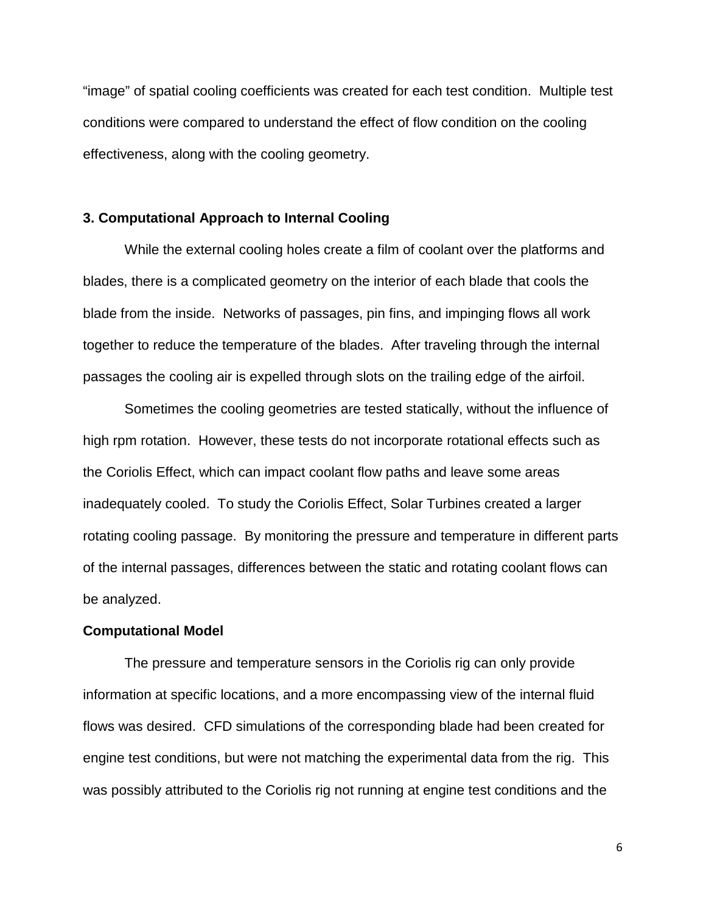“image” of spatial cooling coefficients was created for each test condition. Multiple test conditions were compared to understand the effect of flow condition on the cooling effectiveness, along with the cooling geometry.

## 3. Computational Approach to Internal Cooling

While the external cooling holes create a film of coolant over the platforms and blades, there is a complicated geometry on the interior of each blade that cools the blade from the inside. Networks of passages, pin fins, and impinging flows all work together to reduce the temperature of the blades. After traveling through the internal passages the cooling air is expelled through slots on the trailing edge of the airfoil.

Sometimes the cooling geometries are tested statically, without the influence of high rpm rotation. However, these tests do not incorporate rotational effects such as the Coriolis Effect, which can impact coolant flow paths and leave some areas inadequately cooled. To study the Coriolis Effect, Solar Turbines created a larger rotating cooling passage. By monitoring the pressure and temperature in different parts of the internal passages, differences between the static and rotating coolant flows can be analyzed.

### Computational Model

The pressure and temperature sensors in the Coriolis rig can only provide information at specific locations, and a more encompassing view of the internal fluid flows was desired. CFD simulations of the corresponding blade had been created for engine test conditions, but were not matching the experimental data from the rig. This was possibly attributed to the Coriolis rig not running at engine test conditions and the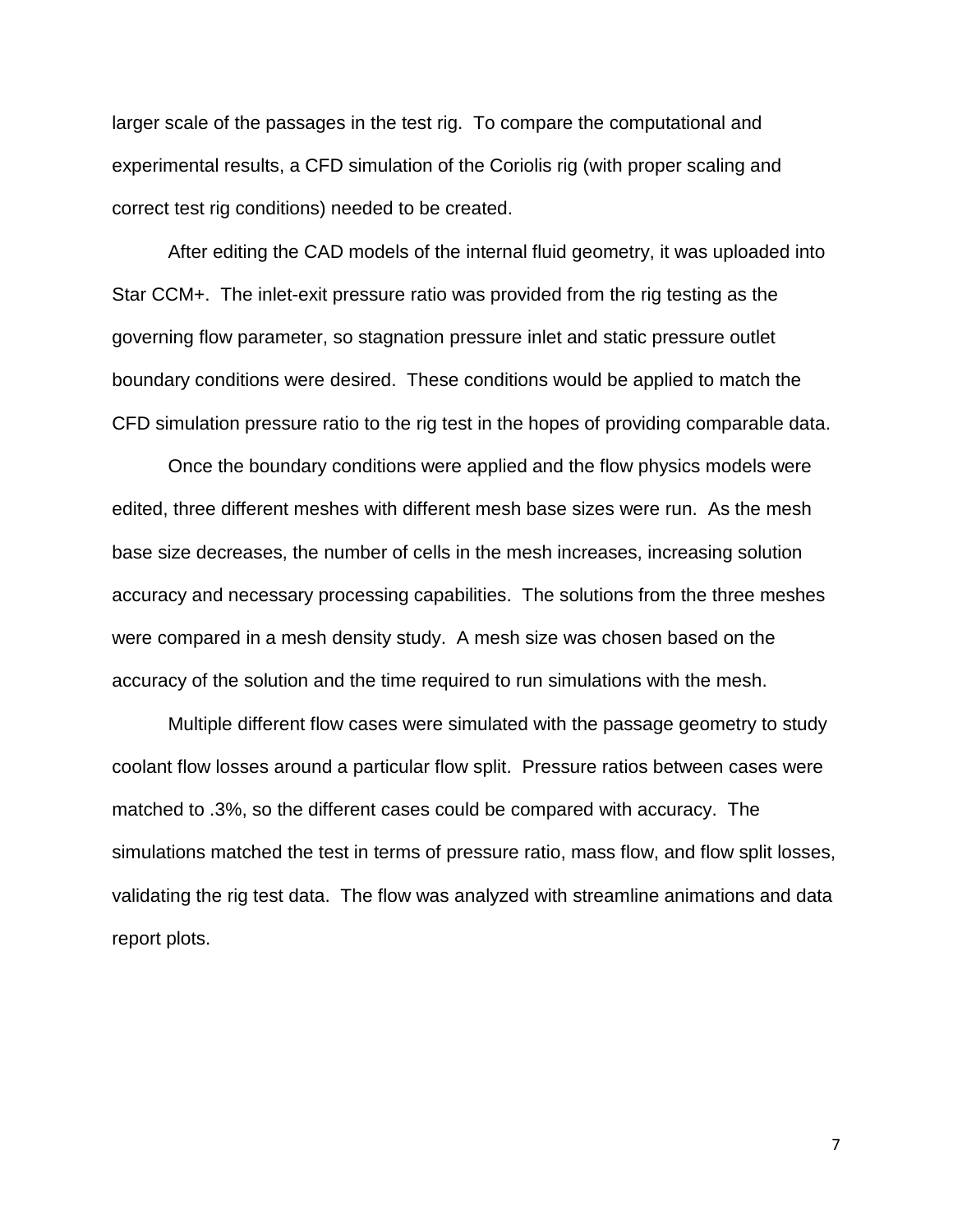larger scale of the passages in the test rig. To compare the computational and experimental results, a CFD simulation of the Coriolis rig (with proper scaling and correct test rig conditions) needed to be created.

After editing the CAD models of the internal fluid geometry, it was uploaded into Star CCM+. The inlet-exit pressure ratio was provided from the rig testing as the governing flow parameter, so stagnation pressure inlet and static pressure outlet boundary conditions were desired. These conditions would be applied to match the CFD simulation pressure ratio to the rig test in the hopes of providing comparable data.

Once the boundary conditions were applied and the flow physics models were edited, three different meshes with different mesh base sizes were run. As the mesh base size decreases, the number of cells in the mesh increases, increasing solution accuracy and necessary processing capabilities. The solutions from the three meshes were compared in a mesh density study. A mesh size was chosen based on the accuracy of the solution and the time required to run simulations with the mesh.

Multiple different flow cases were simulated with the passage geometry to study coolant flow losses around a particular flow split. Pressure ratios between cases were matched to .3%, so the different cases could be compared with accuracy. The simulations matched the test in terms of pressure ratio, mass flow, and flow split losses, validating the rig test data. The flow was analyzed with streamline animations and data report plots.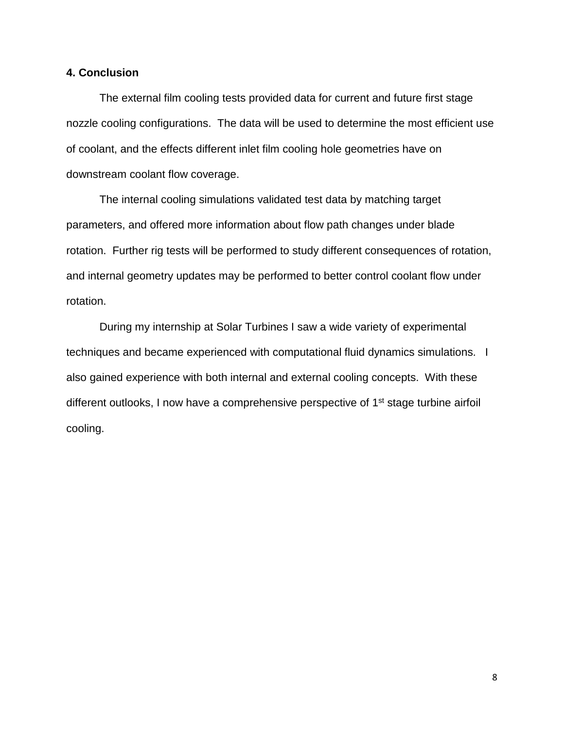**4. Conclusion**

The external film cooling tests provided data for current and future first stage nozzle cooling configurations. The data will be used to determine the most efficient use of coolant, and the effects different inlet film cooling hole geometries have on downstream coolant flow coverage.

The internal cooling simulations validated test data by matching target parameters, and offered more information about flow path changes under blade rotation. Further rig tests will be performed to study different consequences of rotation, and internal geometry updates may be performed to better control coolant flow under rotation.

During my internship at Solar Turbines I saw a wide variety of experimental techniques and became experienced with computational fluid dynamics simulations. I also gained experience with both internal and external cooling concepts. With these different outlooks, I now have a comprehensive perspective of $1^{st}$ stage turbine airfoil cooling.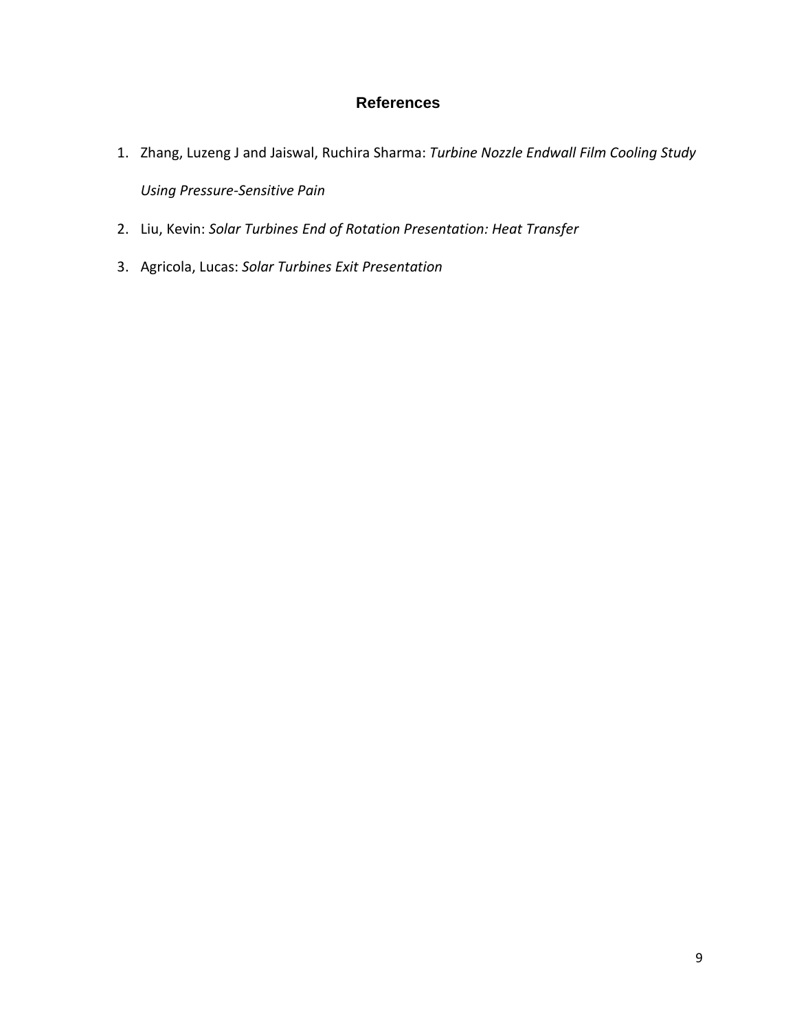# References

1. Zhang, Luzeng J and Jaiswal, Ruchira Sharma: *Turbine Nozzle Endwall Film Cooling Study Using Pressure-Sensitive Pain*
2. Liu, Kevin: *Solar Turbines End of Rotation Presentation: Heat Transfer*
3. Agricola, Lucas: *Solar Turbines Exit Presentation*